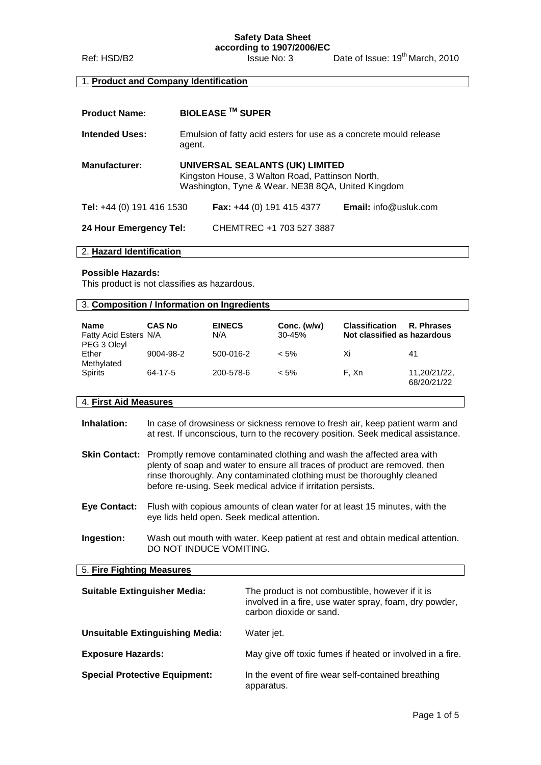**Safety Data Sheet**
**according to 1907/2006/EC**

Ref: HSD/B2 Issue No: 3 Date of Issue: 19th March, 2010

## 1. Product and Company Identification

**Product Name:** **BIOLEASE TM SUPER**

**Intended Uses:** Emulsion of fatty acid esters for use as a concrete mould release agent.

**Manufacturer:** **UNIVERSAL SEALANTS (UK) LIMITED**
Kingston House, 3 Walton Road, Pattinson North,
Washington, Tyne & Wear. NE38 8QA, United Kingdom

**Tel:** +44 (0) 191 416 1530 **Fax:** +44 (0) 191 415 4377 **Email:** info@usluk.com

**24 Hour Emergency Tel:** CHEMTREC +1 703 527 3887

## 2. Hazard Identification

**Possible Hazards:**
This product is not classifies as hazardous.

## 3. Composition / Information on Ingredients

| Name | CAS No | EINECS | Conc. (w/w) | Classification | R. Phrases |
|---|---|---|---|---|---|
| Fatty Acid Esters | N/A | N/A | 30-45% | Not classified as hazardous | |
| PEG 3 Oleyl Ether | 9004-98-2 | 500-016-2 | < 5% | Xi | 41 |
| Methylated Spirits | 64-17-5 | 200-578-6 | < 5% | F, Xn | 11,20/21/22, 68/20/21/22 |

## 4. First Aid Measures

**Inhalation:** In case of drowsiness or sickness remove to fresh air, keep patient warm and at rest. If unconscious, turn to the recovery position. Seek medical assistance.

**Skin Contact:** Promptly remove contaminated clothing and wash the affected area with plenty of soap and water to ensure all traces of product are removed, then rinse thoroughly. Any contaminated clothing must be thoroughly cleaned before re-using. Seek medical advice if irritation persists.

**Eye Contact:** Flush with copious amounts of clean water for at least 15 minutes, with the eye lids held open. Seek medical attention.

**Ingestion:** Wash out mouth with water. Keep patient at rest and obtain medical attention. DO NOT INDUCE VOMITING.

## 5. Fire Fighting Measures

**Suitable Extinguisher Media:** The product is not combustible, however if it is involved in a fire, use water spray, foam, dry powder, carbon dioxide or sand.

**Unsuitable Extinguishing Media:** Water jet.

**Exposure Hazards:** May give off toxic fumes if heated or involved in a fire.

**Special Protective Equipment:** In the event of fire wear self-contained breathing apparatus.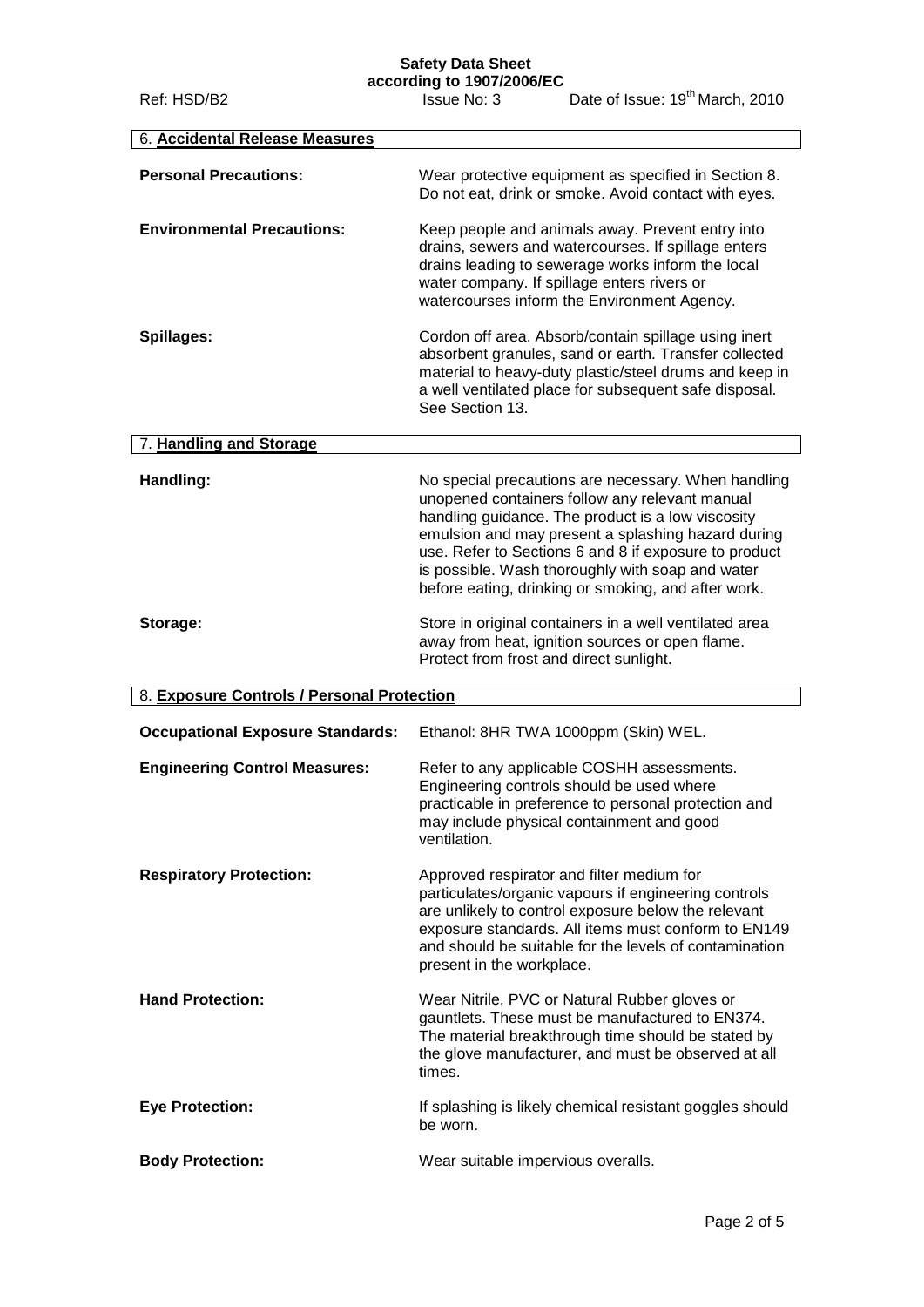## 6. Accidental Release Measures

**Personal Precautions:** Wear protective equipment as specified in Section 8. Do not eat, drink or smoke. Avoid contact with eyes.

**Environmental Precautions:** Keep people and animals away. Prevent entry into drains, sewers and watercourses. If spillage enters drains leading to sewerage works inform the local water company. If spillage enters rivers or watercourses inform the Environment Agency.

**Spillages:** Cordon off area. Absorb/contain spillage using inert absorbent granules, sand or earth. Transfer collected material to heavy-duty plastic/steel drums and keep in a well ventilated place for subsequent safe disposal. See Section 13.

## 7. Handling and Storage

**Handling:** No special precautions are necessary. When handling unopened containers follow any relevant manual handling guidance. The product is a low viscosity emulsion and may present a splashing hazard during use. Refer to Sections 6 and 8 if exposure to product is possible. Wash thoroughly with soap and water before eating, drinking or smoking, and after work.

**Storage:** Store in original containers in a well ventilated area away from heat, ignition sources or open flame. Protect from frost and direct sunlight.

## 8. Exposure Controls / Personal Protection

**Occupational Exposure Standards:** Ethanol: 8HR TWA 1000ppm (Skin) WEL.

**Engineering Control Measures:** Refer to any applicable COSHH assessments. Engineering controls should be used where practicable in preference to personal protection and may include physical containment and good ventilation.

**Respiratory Protection:** Approved respirator and filter medium for particulates/organic vapours if engineering controls are unlikely to control exposure below the relevant exposure standards. All items must conform to EN149 and should be suitable for the levels of contamination present in the workplace.

**Hand Protection:** Wear Nitrile, PVC or Natural Rubber gloves or gauntlets. These must be manufactured to EN374. The material breakthrough time should be stated by the glove manufacturer, and must be observed at all times.

**Eye Protection:** If splashing is likely chemical resistant goggles should be worn.

**Body Protection:** Wear suitable impervious overalls.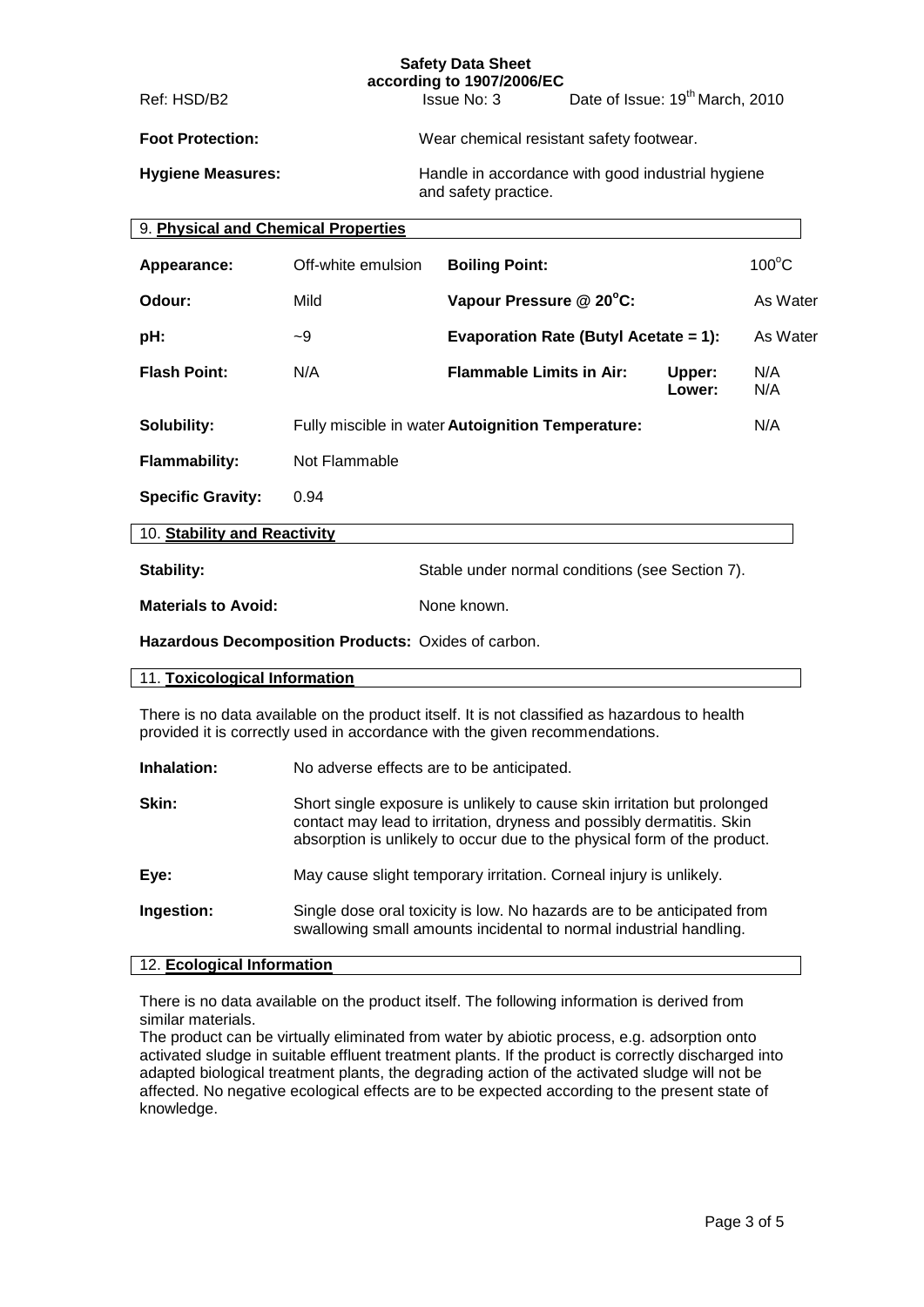**Foot Protection:** Wear chemical resistant safety footwear.

**Hygiene Measures:** Handle in accordance with good industrial hygiene and safety practice.

## 9. Physical and Chemical Properties

| | | | | |
|---|---|---|---|---|
| **Appearance:** | Off-white emulsion | **Boiling Point:** | | $100^oC$ |
| **Odour:** | Mild | **Vapour Pressure @ $20^oC$:** | | As Water |
| **pH:** | ~9 | **Evaporation Rate (Butyl Acetate = 1):** | | As Water |
| **Flash Point:** | N/A | **Flammable Limits in Air:** | **Upper:** / **Lower:** | N/A / N/A |
| **Solubility:** | Fully miscible in water | **Autoignition Temperature:** | | N/A |
| **Flammability:** | Not Flammable | | | |
| **Specific Gravity:** | 0.94 | | | |

## 10. Stability and Reactivity

**Stability:** Stable under normal conditions (see Section 7).

**Materials to Avoid:** None known.

**Hazardous Decomposition Products:** Oxides of carbon.

## 11. Toxicological Information

There is no data available on the product itself. It is not classified as hazardous to health provided it is correctly used in accordance with the given recommendations.

**Inhalation:** No adverse effects are to be anticipated.

**Skin:** Short single exposure is unlikely to cause skin irritation but prolonged contact may lead to irritation, dryness and possibly dermatitis. Skin absorption is unlikely to occur due to the physical form of the product.

**Eye:** May cause slight temporary irritation. Corneal injury is unlikely.

**Ingestion:** Single dose oral toxicity is low. No hazards are to be anticipated from swallowing small amounts incidental to normal industrial handling.

## 12. Ecological Information

There is no data available on the product itself. The following information is derived from similar materials.

The product can be virtually eliminated from water by abiotic process, e.g. adsorption onto activated sludge in suitable effluent treatment plants. If the product is correctly discharged into adapted biological treatment plants, the degrading action of the activated sludge will not be affected. No negative ecological effects are to be expected according to the present state of knowledge.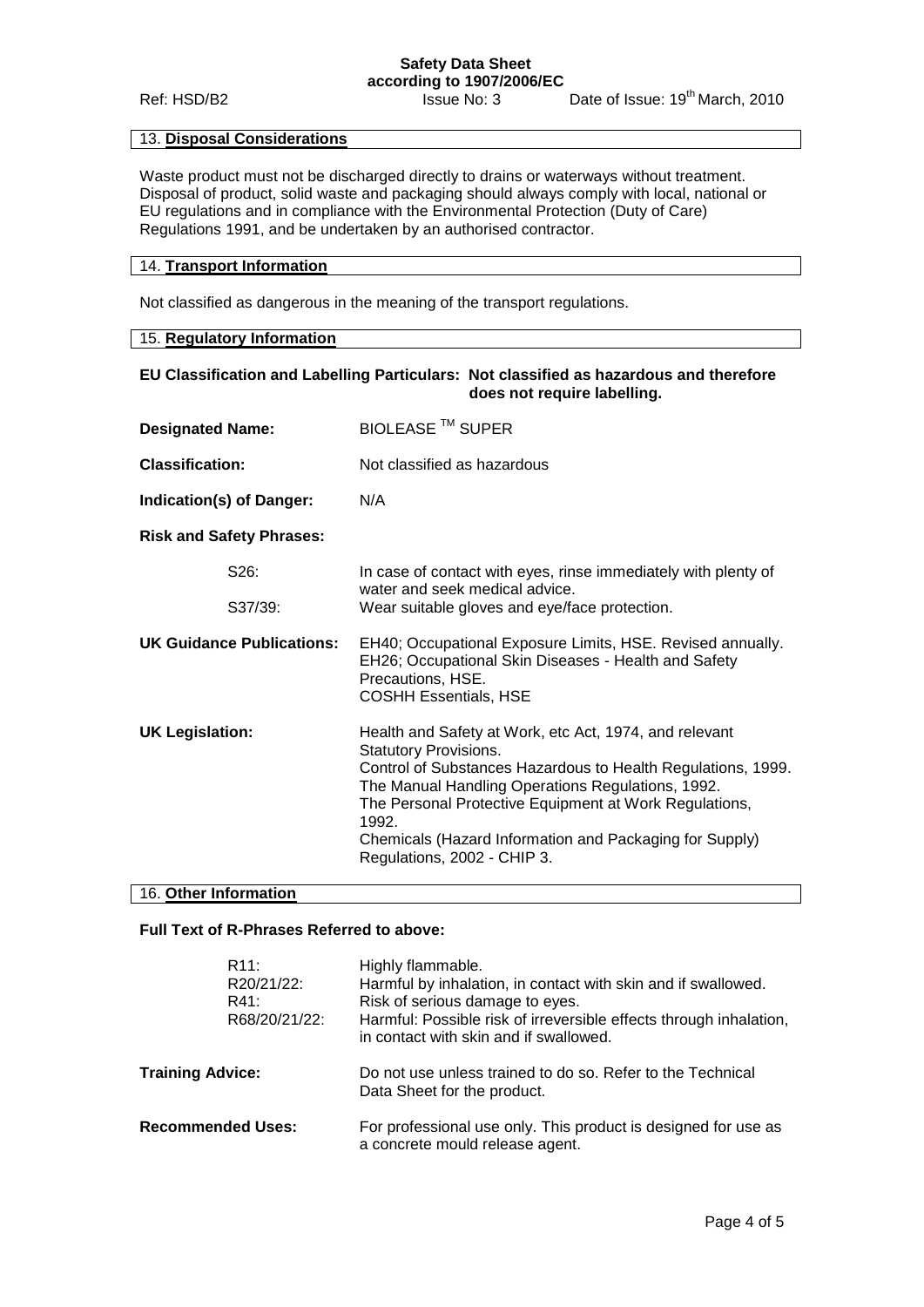## 13. Disposal Considerations

Waste product must not be discharged directly to drains or waterways without treatment. Disposal of product, solid waste and packaging should always comply with local, national or EU regulations and in compliance with the Environmental Protection (Duty of Care) Regulations 1991, and be undertaken by an authorised contractor.

## 14. Transport Information

Not classified as dangerous in the meaning of the transport regulations.

## 15. Regulatory Information

**EU Classification and Labelling Particulars: Not classified as hazardous and therefore does not require labelling.**

**Designated Name:** BIOLEASE ™ SUPER

**Classification:** Not classified as hazardous

**Indication(s) of Danger:** N/A

**Risk and Safety Phrases:**

| | |
|---|---|
| S26: | In case of contact with eyes, rinse immediately with plenty of water and seek medical advice. |
| S37/39: | Wear suitable gloves and eye/face protection. |

**UK Guidance Publications:**
EH40; Occupational Exposure Limits, HSE. Revised annually.
EH26; Occupational Skin Diseases - Health and Safety Precautions, HSE.
COSHH Essentials, HSE

**UK Legislation:**
Health and Safety at Work, etc Act, 1974, and relevant Statutory Provisions.
Control of Substances Hazardous to Health Regulations, 1999.
The Manual Handling Operations Regulations, 1992.
The Personal Protective Equipment at Work Regulations, 1992.
Chemicals (Hazard Information and Packaging for Supply) Regulations, 2002 - CHIP 3.

## 16. Other Information

**Full Text of R-Phrases Referred to above:**

| | |
|---|---|
| R11: | Highly flammable. |
| R20/21/22: | Harmful by inhalation, in contact with skin and if swallowed. |
| R41: | Risk of serious damage to eyes. |
| R68/20/21/22: | Harmful: Possible risk of irreversible effects through inhalation, in contact with skin and if swallowed. |

**Training Advice:** Do not use unless trained to do so. Refer to the Technical Data Sheet for the product.

**Recommended Uses:** For professional use only. This product is designed for use as a concrete mould release agent.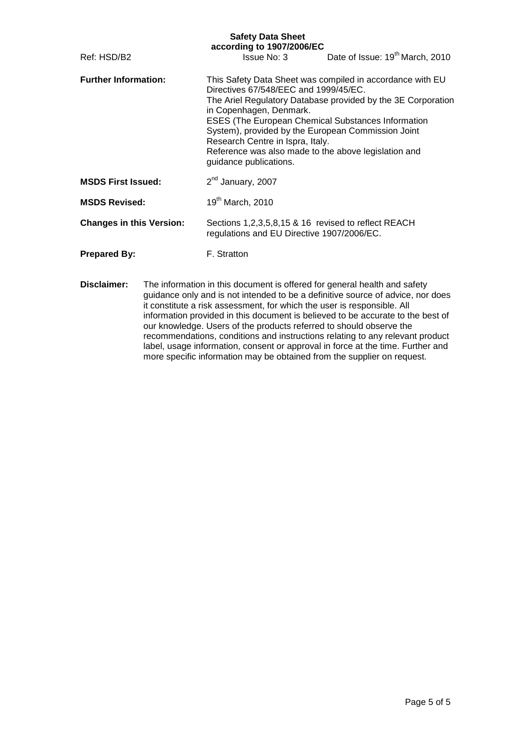**Further Information:** This Safety Data Sheet was compiled in accordance with EU Directives 67/548/EEC and 1999/45/EC.
The Ariel Regulatory Database provided by the 3E Corporation in Copenhagen, Denmark.
ESES (The European Chemical Substances Information System), provided by the European Commission Joint Research Centre in Ispra, Italy.
Reference was also made to the above legislation and guidance publications.

**MSDS First Issued:** 2nd January, 2007

**MSDS Revised:** 19th March, 2010

**Changes in this Version:** Sections 1,2,3,5,8,15 & 16 revised to reflect REACH regulations and EU Directive 1907/2006/EC.

**Prepared By:** F. Stratton

**Disclaimer:** The information in this document is offered for general health and safety guidance only and is not intended to be a definitive source of advice, nor does it constitute a risk assessment, for which the user is responsible. All information provided in this document is believed to be accurate to the best of our knowledge. Users of the products referred to should observe the recommendations, conditions and instructions relating to any relevant product label, usage information, consent or approval in force at the time. Further and more specific information may be obtained from the supplier on request.